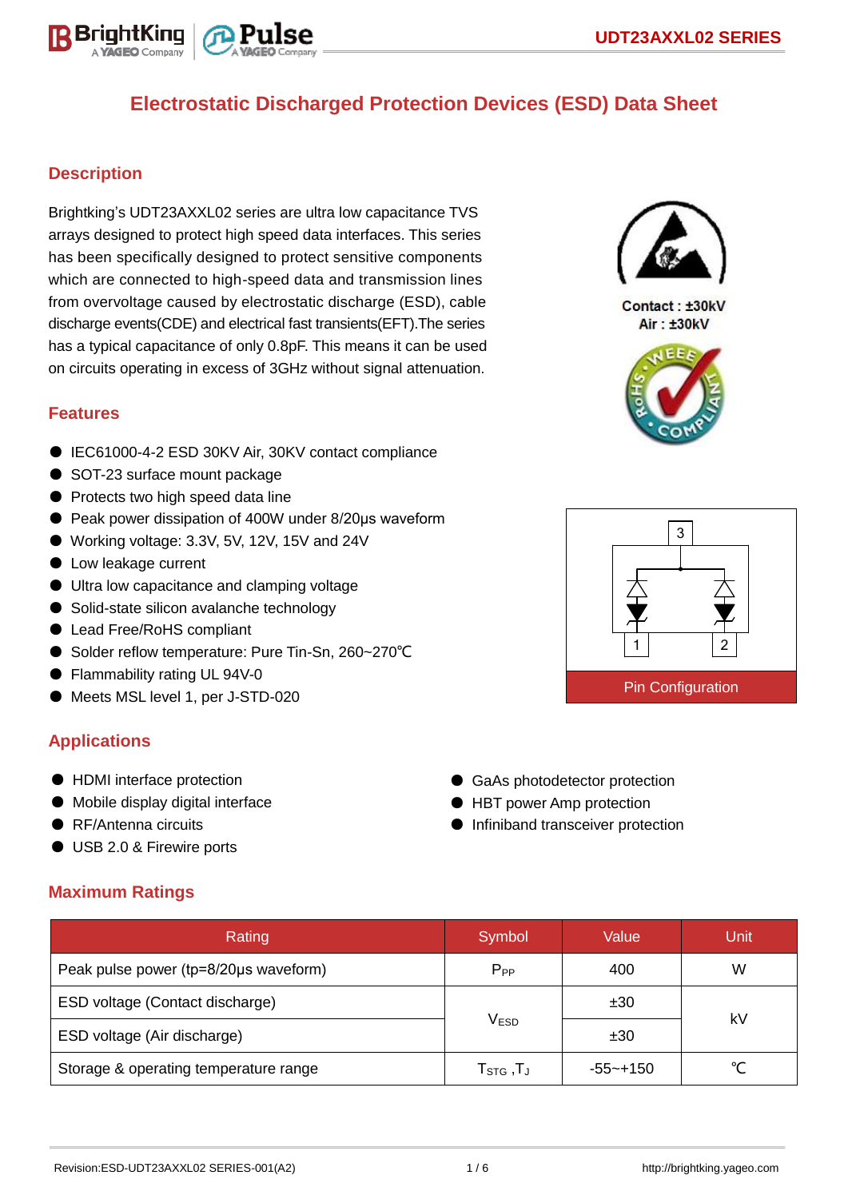# Electrostatic Discharged Protection Devices (ESD) Data Sheet

## Description

Brightking's UDT23AXXL02 series are ultra low capacitance TVS arrays designed to protect high speed data interfaces. This series has been specifically designed to protect sensitive components which are connected to high-speed data and transmission lines from overvoltage caused by electrostatic discharge (ESD), cable discharge events(CDE) and electrical fast transients(EFT).The series has a typical capacitance of only 0.8pF. This means it can be used on circuits operating in excess of 3GHz without signal attenuation.

Contact : ±30kV
Air : ±30kV

## Features

- IEC61000-4-2 ESD 30KV Air, 30KV contact compliance
- SOT-23 surface mount package
- Protects two high speed data line
- Peak power dissipation of 400W under 8/20μs waveform
- Working voltage: 3.3V, 5V, 12V, 15V and 24V
- Low leakage current
- Ultra low capacitance and clamping voltage
- Solid-state silicon avalanche technology
- Lead Free/RoHS compliant
- Solder reflow temperature: Pure Tin-Sn, 260~270℃
- Flammability rating UL 94V-0
- Meets MSL level 1, per J-STD-020

3
1
2

Pin Configuration

## Applications

- HDMI interface protection
- Mobile display digital interface
- RF/Antenna circuits
- USB 2.0 & Firewire ports
- GaAs photodetector protection
- HBT power Amp protection
- Infiniband transceiver protection

## Maximum Ratings

| Rating | Symbol | Value | Unit |
|---|---|---|---|
| Peak pulse power (tp=8/20μs waveform) | $P_{PP}$ | 400 | W |
| ESD voltage (Contact discharge) | $V_{ESD}$ | ±30 | kV |
| ESD voltage (Air discharge) | | ±30 | |
| Storage & operating temperature range | $T_{STG}$ ,$T_J$ | -55~+150 | ℃ |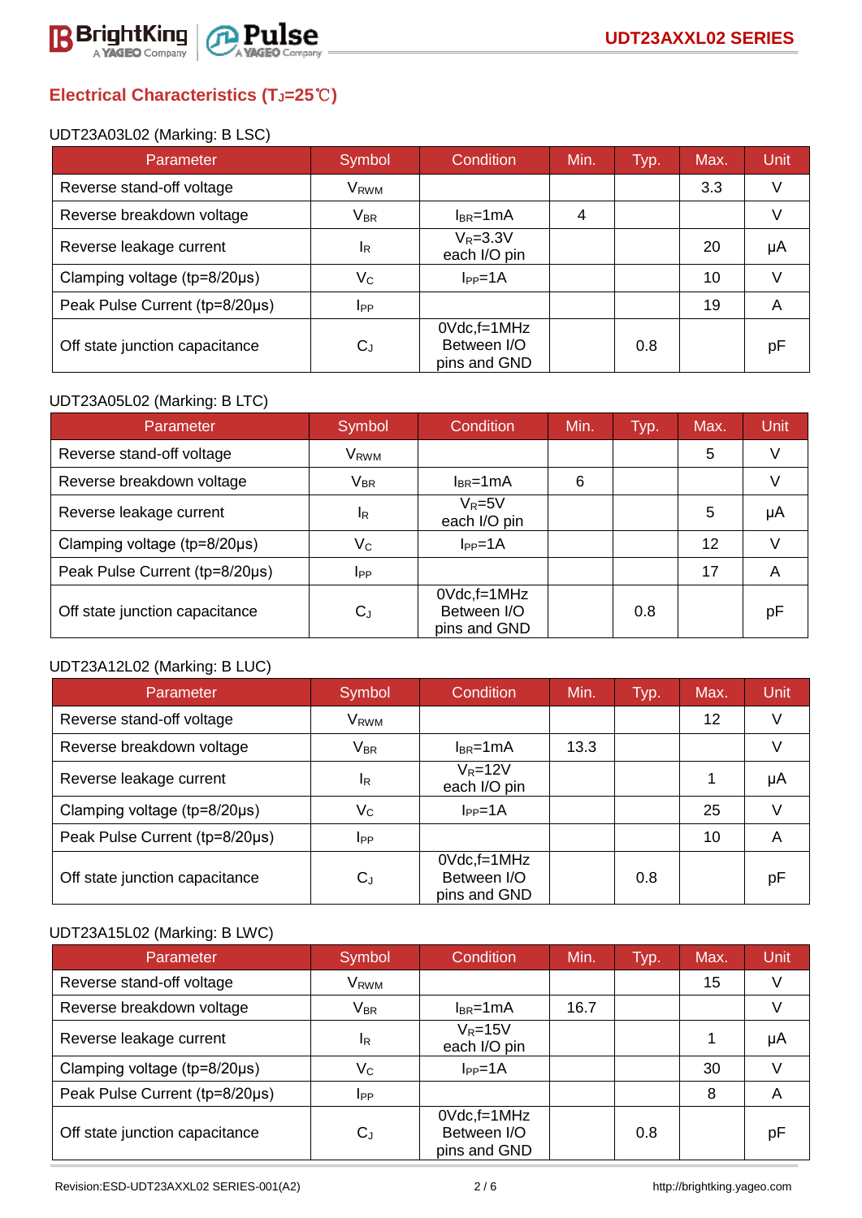## Electrical Characteristics ($T_J$=25℃)

UDT23A03L02 (Marking: B LSC)

| Parameter | Symbol | Condition | Min. | Typ. | Max. | Unit |
|---|---|---|---|---|---|---|
| Reverse stand-off voltage | $V_{RWM}$ | | | | 3.3 | V |
| Reverse breakdown voltage | $V_{BR}$ | $I_{BR}$=1mA | 4 | | | V |
| Reverse leakage current | $I_R$ | $V_R$=3.3V each I/O pin | | | 20 | μA |
| Clamping voltage (tp=8/20μs) | $V_C$ | $I_{PP}$=1A | | | 10 | V |
| Peak Pulse Current (tp=8/20μs) | $I_{PP}$ | | | | 19 | A |
| Off state junction capacitance | $C_J$ | 0Vdc,f=1MHz Between I/O pins and GND | | 0.8 | | pF |

UDT23A05L02 (Marking: B LTC)

| Parameter | Symbol | Condition | Min. | Typ. | Max. | Unit |
|---|---|---|---|---|---|---|
| Reverse stand-off voltage | $V_{RWM}$ | | | | 5 | V |
| Reverse breakdown voltage | $V_{BR}$ | $I_{BR}$=1mA | 6 | | | V |
| Reverse leakage current | $I_R$ | $V_R$=5V each I/O pin | | | 5 | μA |
| Clamping voltage (tp=8/20μs) | $V_C$ | $I_{PP}$=1A | | | 12 | V |
| Peak Pulse Current (tp=8/20μs) | $I_{PP}$ | | | | 17 | A |
| Off state junction capacitance | $C_J$ | 0Vdc,f=1MHz Between I/O pins and GND | | 0.8 | | pF |

UDT23A12L02 (Marking: B LUC)

| Parameter | Symbol | Condition | Min. | Typ. | Max. | Unit |
|---|---|---|---|---|---|---|
| Reverse stand-off voltage | $V_{RWM}$ | | | | 12 | V |
| Reverse breakdown voltage | $V_{BR}$ | $I_{BR}$=1mA | 13.3 | | | V |
| Reverse leakage current | $I_R$ | $V_R$=12V each I/O pin | | | 1 | μA |
| Clamping voltage (tp=8/20μs) | $V_C$ | $I_{PP}$=1A | | | 25 | V |
| Peak Pulse Current (tp=8/20μs) | $I_{PP}$ | | | | 10 | A |
| Off state junction capacitance | $C_J$ | 0Vdc,f=1MHz Between I/O pins and GND | | 0.8 | | pF |

UDT23A15L02 (Marking: B LWC)

| Parameter | Symbol | Condition | Min. | Typ. | Max. | Unit |
|---|---|---|---|---|---|---|
| Reverse stand-off voltage | $V_{RWM}$ | | | | 15 | V |
| Reverse breakdown voltage | $V_{BR}$ | $I_{BR}$=1mA | 16.7 | | | V |
| Reverse leakage current | $I_R$ | $V_R$=15V each I/O pin | | | 1 | μA |
| Clamping voltage (tp=8/20μs) | $V_C$ | $I_{PP}$=1A | | | 30 | V |
| Peak Pulse Current (tp=8/20μs) | $I_{PP}$ | | | | 8 | A |
| Off state junction capacitance | $C_J$ | 0Vdc,f=1MHz Between I/O pins and GND | | 0.8 | | pF |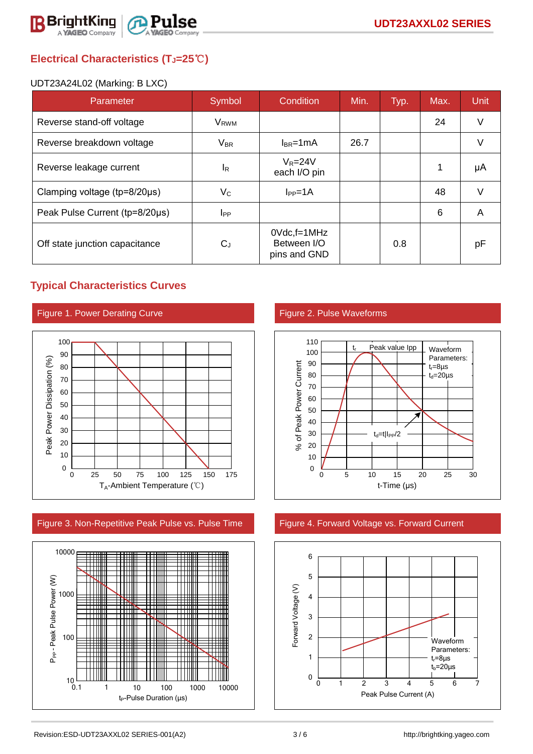## Electrical Characteristics ($T_J$=25℃)

UDT23A24L02 (Marking: B LXC)

| Parameter | Symbol | Condition | Min. | Typ. | Max. | Unit |
|---|---|---|---|---|---|---|
| Reverse stand-off voltage | $V_{RWM}$ | | | | 24 | V |
| Reverse breakdown voltage | $V_{BR}$ | $I_{BR}$=1mA | 26.7 | | | V |
| Reverse leakage current | $I_R$ | $V_R$=24V each I/O pin | | | 1 | μA |
| Clamping voltage (tp=8/20μs) | $V_C$ | $I_{PP}$=1A | | | 48 | V |
| Peak Pulse Current (tp=8/20μs) | $I_{PP}$ | | | | 6 | A |
| Off state junction capacitance | $C_J$ | 0Vdc,f=1MHz Between I/O pins and GND | | 0.8 | | pF |

## Typical Characteristics Curves

Figure 1. Power Derating Curve

Peak Power Dissipation (%)
100
90
80
70
60
50
40
30
20
10
0
0 25 50 75 100 125 150 175
$T_A$-Ambient Temperature (℃)

Figure 2. Pulse Waveforms

% of Peak Power Current
110
100
90
80
70
60
50
40
30
20
10
0
0 5 10 15 20 25 30
t-Time (μs)
$t_r$
Peak value Ipp
Waveform Parameters:
$t_r$=8μs
$t_d$=20μs
$t_d$=t|$I_{PP}$/2

Figure 3. Non-Repetitive Peak Pulse vs. Pulse Time

$P_{PP}$ - Peak Pulse Power (W)
10000
1000
100
10
0.1 1 10 100 1000 10000
$t_P$-Pulse Duration (μs)

Figure 4. Forward Voltage vs. Forward Current

Forward Voltage (V)
6
5
4
3
2
1
0
0 1 2 3 4 5 6 7
Peak Pulse Current (A)
Waveform Parameters:
$t_r$=8μs
$t_b$=20μs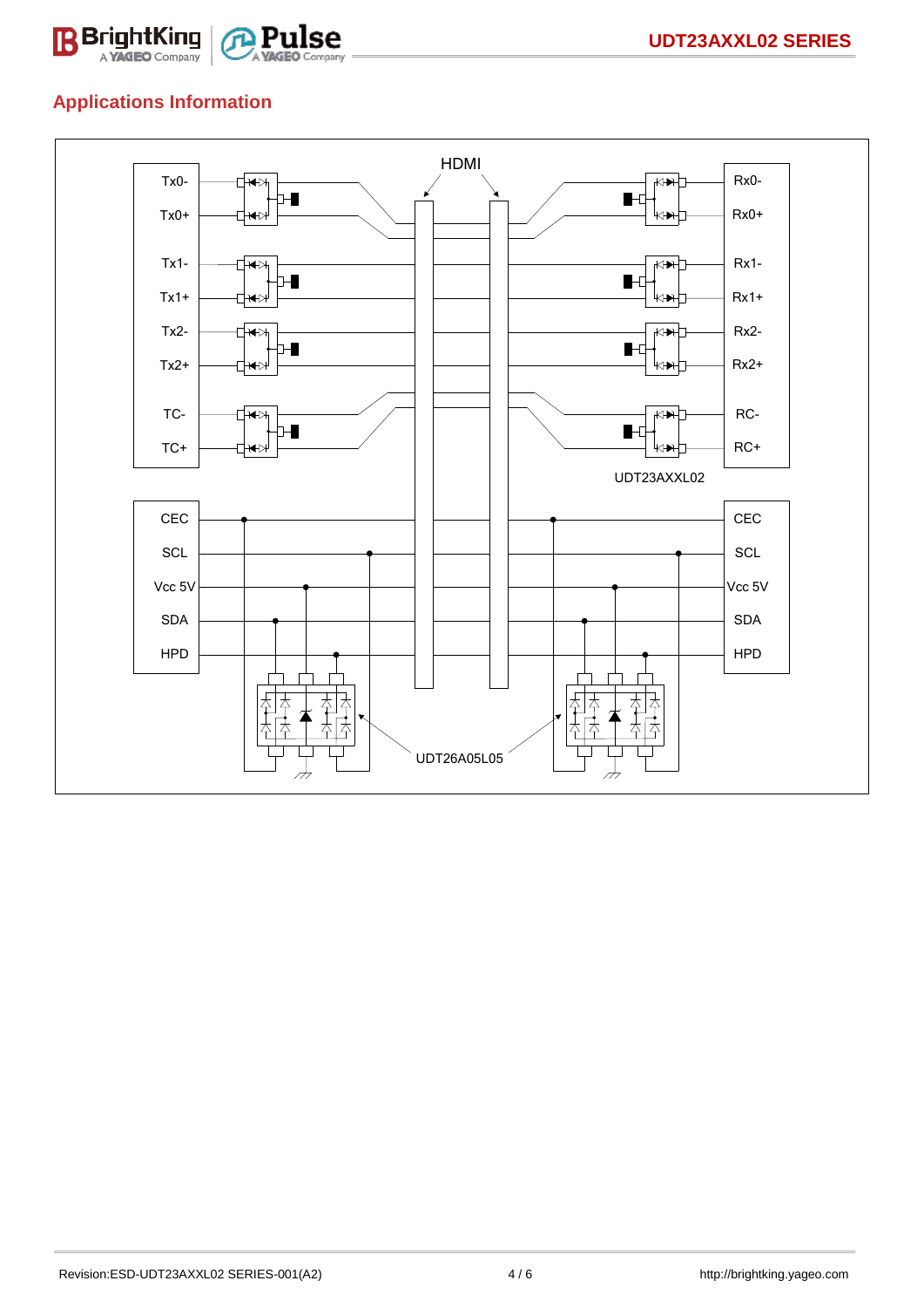## Applications Information

HDMI

Tx0-
Tx0+
Tx1-
Tx1+
Tx2-
Tx2+
TC-
TC+

Rx0-
Rx0+
Rx1-
Rx1+
Rx2-
Rx2+
RC-
RC+

UDT23AXXL02

CEC
SCL
Vcc 5V
SDA
HPD

CEC
SCL
Vcc 5V
SDA
HPD

UDT26A05L05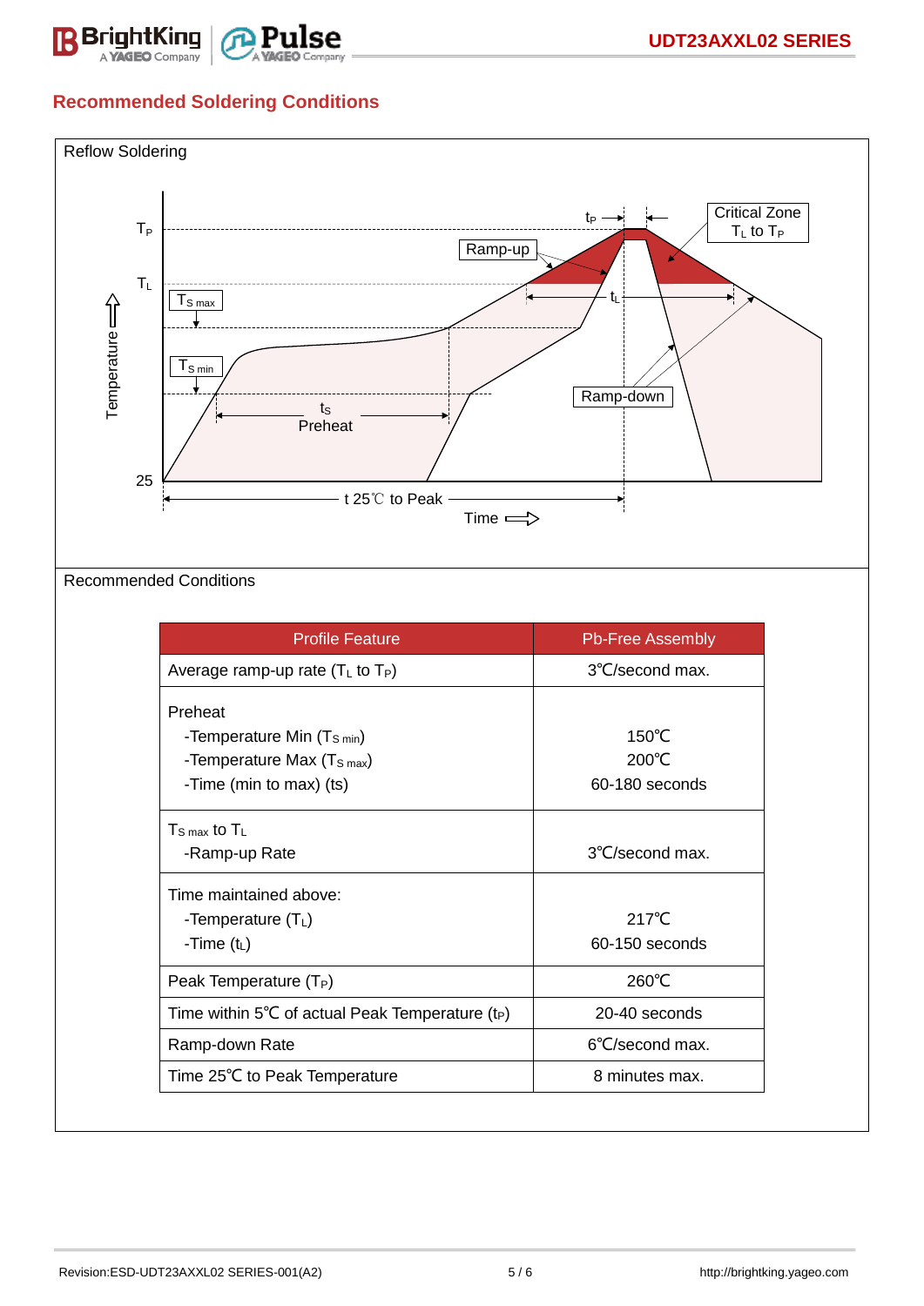## Recommended Soldering Conditions

Reflow Soldering

$T_P$

$T_L$

$T_{S\,max}$

$T_{S\,min}$

25

Temperature

$t_P$

Critical Zone
$T_L$ to $T_P$

Ramp-up

$t_L$

$t_S$
Preheat

Ramp-down

t 25℃ to Peak

Time

Recommended Conditions

| Profile Feature | Pb-Free Assembly |
|---|---|
| Average ramp-up rate ($T_L$ to $T_P$) | 3℃/second max. |
| Preheat<br>-Temperature Min ($T_{S\,min}$)<br>-Temperature Max ($T_{S\,max}$)<br>-Time (min to max) (ts) | 150℃<br>200℃<br>60-180 seconds |
| $T_{S\,max}$ to $T_L$<br>-Ramp-up Rate | 3℃/second max. |
| Time maintained above:<br>-Temperature ($T_L$)<br>-Time ($t_L$) | 217℃<br>60-150 seconds |
| Peak Temperature ($T_P$) | 260℃ |
| Time within 5℃ of actual Peak Temperature ($t_P$) | 20-40 seconds |
| Ramp-down Rate | 6℃/second max. |
| Time 25℃ to Peak Temperature | 8 minutes max. |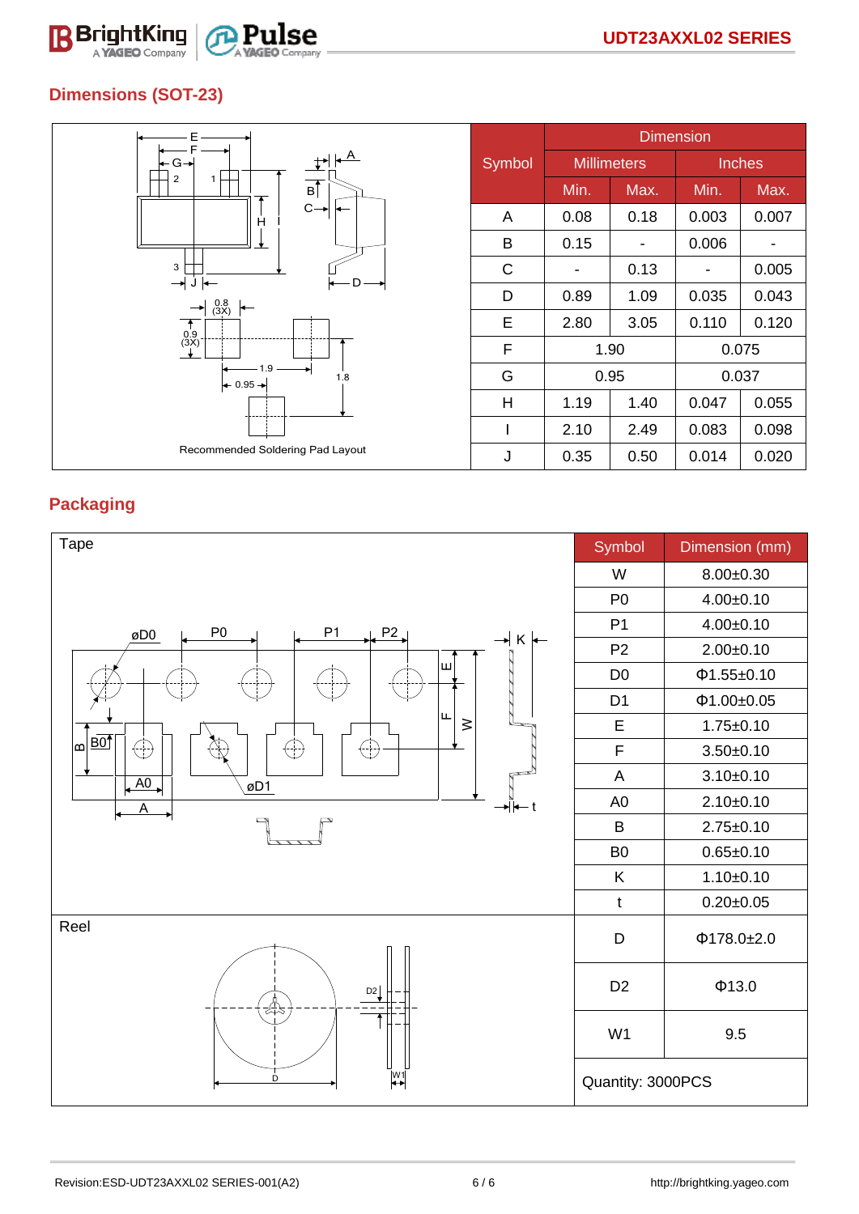## Dimensions (SOT-23)

E
F
G
2
1
A
B
C
H
I
3
J
D
0.8 (3X)
0.9 (3X)
1.9
0.95
1.8

Recommended Soldering Pad Layout

| Symbol | Dimension | | | |
|---|---|---|---|---|
| | Millimeters | | Inches | |
| | Min. | Max. | Min. | Max. |
| A | 0.08 | 0.18 | 0.003 | 0.007 |
| B | 0.15 | - | 0.006 | - |
| C | - | 0.13 | - | 0.005 |
| D | 0.89 | 1.09 | 0.035 | 0.043 |
| E | 2.80 | 3.05 | 0.110 | 0.120 |
| F | 1.90 | | 0.075 | |
| G | 0.95 | | 0.037 | |
| H | 1.19 | 1.40 | 0.047 | 0.055 |
| I | 2.10 | 2.49 | 0.083 | 0.098 |
| J | 0.35 | 0.50 | 0.014 | 0.020 |

## Packaging

Tape

øD0
P0
P1
P2
K
E
F
W
B
B0
A0
A
øD1
t

| Symbol | Dimension (mm) |
|---|---|
| W | 8.00±0.30 |
| P0 | 4.00±0.10 |
| P1 | 4.00±0.10 |
| P2 | 2.00±0.10 |
| D0 | Φ1.55±0.10 |
| D1 | Φ1.00±0.05 |
| E | 1.75±0.10 |
| F | 3.50±0.10 |
| A | 3.10±0.10 |
| A0 | 2.10±0.10 |
| B | 2.75±0.10 |
| B0 | 0.65±0.10 |
| K | 1.10±0.10 |
| t | 0.20±0.05 |

Reel

D2
D
W1

| Symbol | Dimension (mm) |
|---|---|
| D | Φ178.0±2.0 |
| D2 | Φ13.0 |
| W1 | 9.5 |

Quantity: 3000PCS

Revision:ESD-UDT23AXXL02 SERIES-001(A2)

http://brightking.yageo.com